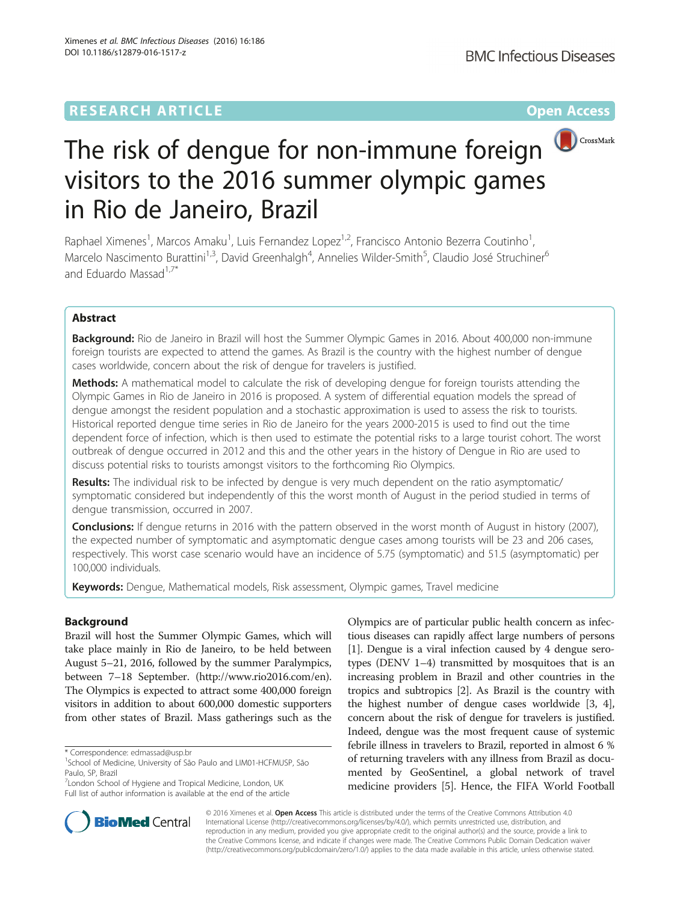RESEARCH ARTICLE

Open Access

# The risk of dengue for non-immune foreign visitors to the 2016 summer olympic games in Rio de Janeiro, Brazil

Raphael Ximenes[1], Marcos Amaku[1], Luis Fernandez Lopez[1,2], Francisco Antonio Bezerra Coutinho[1], Marcelo Nascimento Burattini[1,3], David Greenhalgh[4], Annelies Wilder-Smith[5], Claudio José Struchiner[6] and Eduardo Massad[1,7*]

## Abstract

**Background:** Rio de Janeiro in Brazil will host the Summer Olympic Games in 2016. About 400,000 non-immune foreign tourists are expected to attend the games. As Brazil is the country with the highest number of dengue cases worldwide, concern about the risk of dengue for travelers is justified.

**Methods:** A mathematical model to calculate the risk of developing dengue for foreign tourists attending the Olympic Games in Rio de Janeiro in 2016 is proposed. A system of differential equation models the spread of dengue amongst the resident population and a stochastic approximation is used to assess the risk to tourists. Historical reported dengue time series in Rio de Janeiro for the years 2000-2015 is used to find out the time dependent force of infection, which is then used to estimate the potential risks to a large tourist cohort. The worst outbreak of dengue occurred in 2012 and this and the other years in the history of Dengue in Rio are used to discuss potential risks to tourists amongst visitors to the forthcoming Rio Olympics.

**Results:** The individual risk to be infected by dengue is very much dependent on the ratio asymptomatic/symptomatic considered but independently of this the worst month of August in the period studied in terms of dengue transmission, occurred in 2007.

**Conclusions:** If dengue returns in 2016 with the pattern observed in the worst month of August in history (2007), the expected number of symptomatic and asymptomatic dengue cases among tourists will be 23 and 206 cases, respectively. This worst case scenario would have an incidence of 5.75 (symptomatic) and 51.5 (asymptomatic) per 100,000 individuals.

**Keywords:** Dengue, Mathematical models, Risk assessment, Olympic games, Travel medicine

## Background

Brazil will host the Summer Olympic Games, which will take place mainly in Rio de Janeiro, to be held between August 5–21, 2016, followed by the summer Paralympics, between 7–18 September. (http://www.rio2016.com/en). The Olympics is expected to attract some 400,000 foreign visitors in addition to about 600,000 domestic supporters from other states of Brazil. Mass gatherings such as the Olympics are of particular public health concern as infectious diseases can rapidly affect large numbers of persons [1]. Dengue is a viral infection caused by 4 dengue serotypes (DENV 1–4) transmitted by mosquitoes that is an increasing problem in Brazil and other countries in the tropics and subtropics [2]. As Brazil is the country with the highest number of dengue cases worldwide [3, 4], concern about the risk of dengue for travelers is justified. Indeed, dengue was the most frequent cause of systemic febrile illness in travelers to Brazil, reported in almost 6 % of returning travelers with any illness from Brazil as documented by GeoSentinel, a global network of travel medicine providers [5]. Hence, the FIFA World Football

\* Correspondence: edmassad@usp.br
[1]School of Medicine, University of São Paulo and LIM01-HCFMUSP, São Paulo, SP, Brazil
[7]London School of Hygiene and Tropical Medicine, London, UK
Full list of author information is available at the end of the article

© 2016 Ximenes et al. **Open Access** This article is distributed under the terms of the Creative Commons Attribution 4.0 International License (http://creativecommons.org/licenses/by/4.0/), which permits unrestricted use, distribution, and reproduction in any medium, provided you give appropriate credit to the original author(s) and the source, provide a link to the Creative Commons license, and indicate if changes were made. The Creative Commons Public Domain Dedication waiver (http://creativecommons.org/publicdomain/zero/1.0/) applies to the data made available in this article, unless otherwise stated.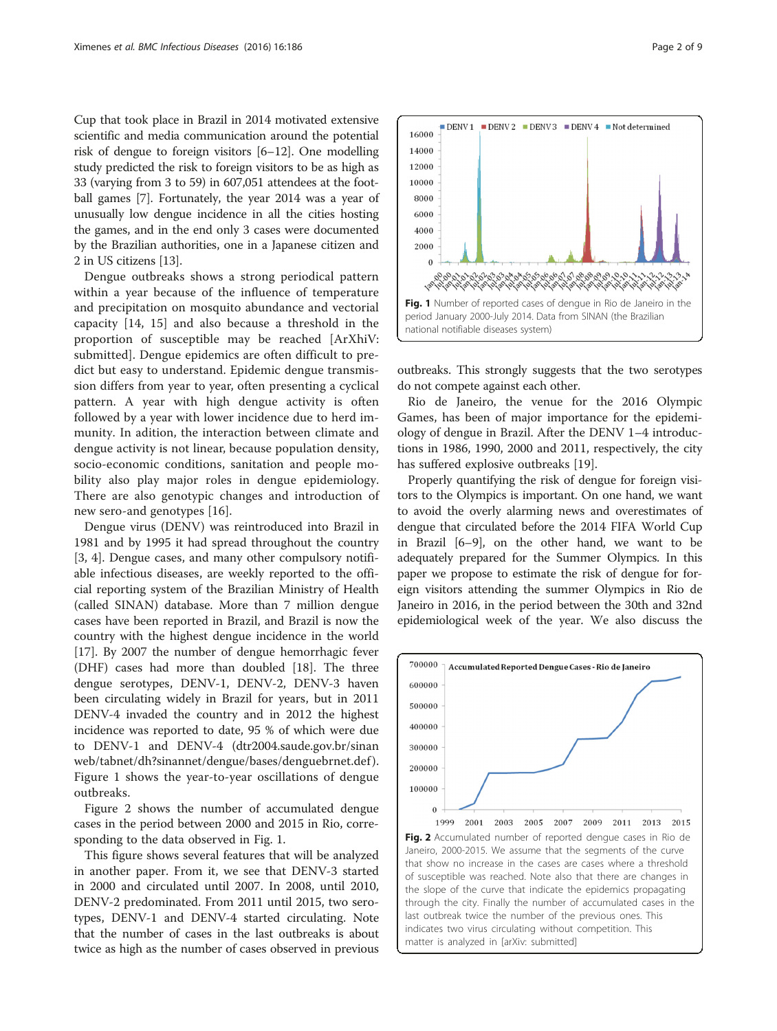Cup that took place in Brazil in 2014 motivated extensive scientific and media communication around the potential risk of dengue to foreign visitors [6–12]. One modelling study predicted the risk to foreign visitors to be as high as 33 (varying from 3 to 59) in 607,051 attendees at the football games [7]. Fortunately, the year 2014 was a year of unusually low dengue incidence in all the cities hosting the games, and in the end only 3 cases were documented by the Brazilian authorities, one in a Japanese citizen and 2 in US citizens [13].

Dengue outbreaks shows a strong periodical pattern within a year because of the influence of temperature and precipitation on mosquito abundance and vectorial capacity [14, 15] and also because a threshold in the proportion of susceptible may be reached [ArXhiV: submitted]. Dengue epidemics are often difficult to predict but easy to understand. Epidemic dengue transmission differs from year to year, often presenting a cyclical pattern. A year with high dengue activity is often followed by a year with lower incidence due to herd immunity. In adition, the interaction between climate and dengue activity is not linear, because population density, socio-economic conditions, sanitation and people mobility also play major roles in dengue epidemiology. There are also genotypic changes and introduction of new sero-and genotypes [16].

Dengue virus (DENV) was reintroduced into Brazil in 1981 and by 1995 it had spread throughout the country [3, 4]. Dengue cases, and many other compulsory notifiable infectious diseases, are weekly reported to the official reporting system of the Brazilian Ministry of Health (called SINAN) database. More than 7 million dengue cases have been reported in Brazil, and Brazil is now the country with the highest dengue incidence in the world [17]. By 2007 the number of dengue hemorrhagic fever (DHF) cases had more than doubled [18]. The three dengue serotypes, DENV-1, DENV-2, DENV-3 haven been circulating widely in Brazil for years, but in 2011 DENV-4 invaded the country and in 2012 the highest incidence was reported to date, 95 % of which were due to DENV-1 and DENV-4 (dtr2004.saude.gov.br/sinanweb/tabnet/dh?sinannet/dengue/bases/denguebrnet.def). Figure 1 shows the year-to-year oscillations of dengue outbreaks.

Figure 2 shows the number of accumulated dengue cases in the period between 2000 and 2015 in Rio, corresponding to the data observed in Fig. 1.

This figure shows several features that will be analyzed in another paper. From it, we see that DENV-3 started in 2000 and circulated until 2007. In 2008, until 2010, DENV-2 predominated. From 2011 until 2015, two serotypes, DENV-1 and DENV-4 started circulating. Note that the number of cases in the last outbreaks is about twice as high as the number of cases observed in previous outbreaks. This strongly suggests that the two serotypes do not compete against each other.

**Fig. 1** Number of reported cases of dengue in Rio de Janeiro in the period January 2000-July 2014. Data from SINAN (the Brazilian national notifiable diseases system)

Rio de Janeiro, the venue for the 2016 Olympic Games, has been of major importance for the epidemiology of dengue in Brazil. After the DENV 1–4 introductions in 1986, 1990, 2000 and 2011, respectively, the city has suffered explosive outbreaks [19].

Properly quantifying the risk of dengue for foreign visitors to the Olympics is important. On one hand, we want to avoid the overly alarming news and overestimates of dengue that circulated before the 2014 FIFA World Cup in Brazil [6–9], on the other hand, we want to be adequately prepared for the Summer Olympics. In this paper we propose to estimate the risk of dengue for foreign visitors attending the summer Olympics in Rio de Janeiro in 2016, in the period between the 30th and 32nd epidemiological week of the year. We also discuss the

**Fig. 2** Accumulated number of reported dengue cases in Rio de Janeiro, 2000-2015. We assume that the segments of the curve that show no increase in the cases are cases where a threshold of susceptible was reached. Note also that there are changes in the slope of the curve that indicate the epidemics propagating through the city. Finally the number of accumulated cases in the last outbreak twice the number of the previous ones. This indicates two virus circulating without competition. This matter is analyzed in [arXiv: submitted]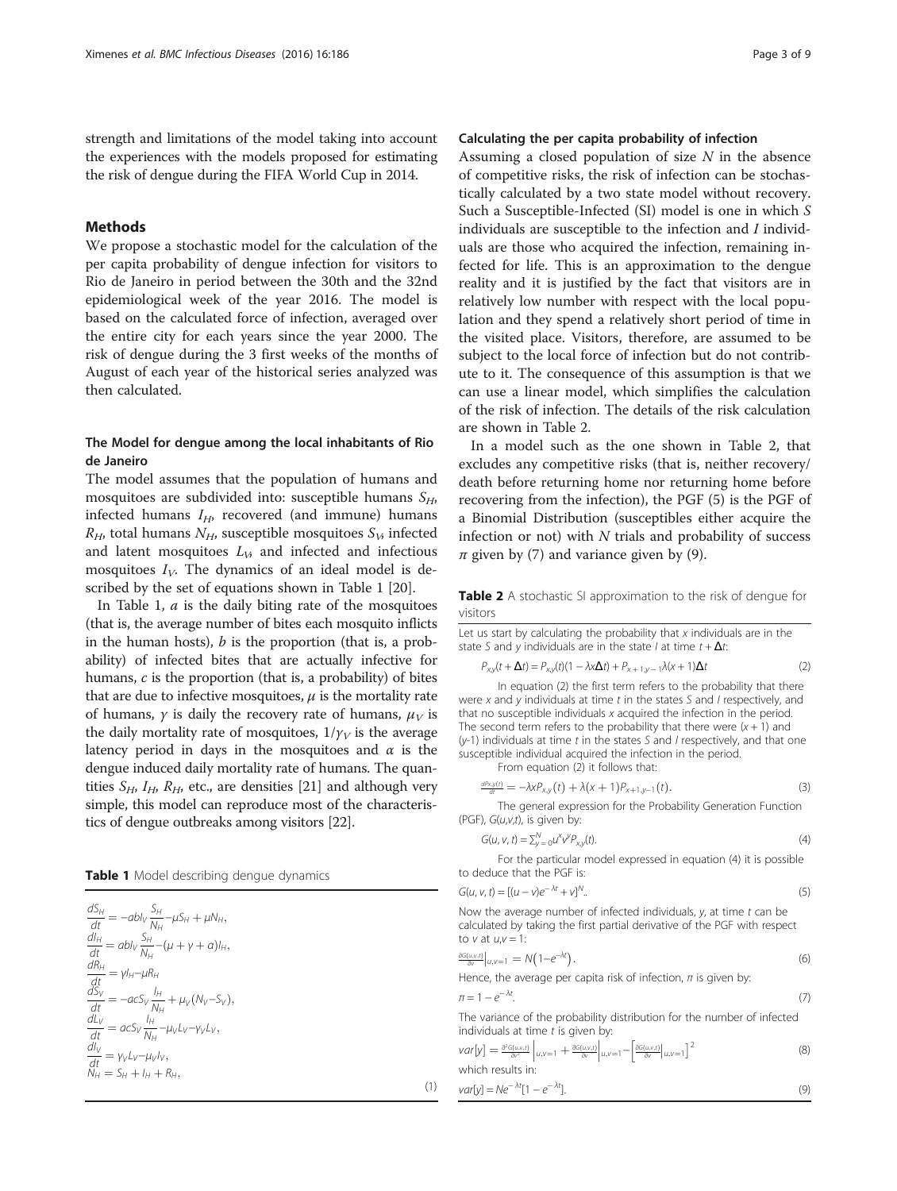strength and limitations of the model taking into account the experiences with the models proposed for estimating the risk of dengue during the FIFA World Cup in 2014.

## Methods

We propose a stochastic model for the calculation of the per capita probability of dengue infection for visitors to Rio de Janeiro in period between the 30th and the 32nd epidemiological week of the year 2016. The model is based on the calculated force of infection, averaged over the entire city for each years since the year 2000. The risk of dengue during the 3 first weeks of the months of August of each year of the historical series analyzed was then calculated.

### The Model for dengue among the local inhabitants of Rio de Janeiro

The model assumes that the population of humans and mosquitoes are subdivided into: susceptible humans $S_H$, infected humans $I_H$, recovered (and immune) humans $R_H$, total humans $N_H$, susceptible mosquitoes $S_V$, infected and latent mosquitoes $L_V$, and infected and infectious mosquitoes $I_V$. The dynamics of an ideal model is described by the set of equations shown in Table 1 [20].

In Table 1, $a$ is the daily biting rate of the mosquitoes (that is, the average number of bites each mosquito inflicts in the human hosts), $b$ is the proportion (that is, a probability) of infected bites that are actually infective for humans, $c$ is the proportion (that is, a probability) of bites that are due to infective mosquitoes, $\mu$ is the mortality rate of humans, $\gamma$ is daily the recovery rate of humans, $\mu_V$ is the daily mortality rate of mosquitoes, $1/\gamma_V$ is the average latency period in days in the mosquitoes and $\alpha$ is the dengue induced daily mortality rate of humans. The quantities $S_H$, $I_H$, $R_H$, etc., are densities [21] and although very simple, this model can reproduce most of the characteristics of dengue outbreaks among visitors [22].

**Table 1** Model describing dengue dynamics

$$
\begin{aligned}
\frac{dS_H}{dt} &= -abI_V\frac{S_H}{N_H} - \mu S_H + \mu N_H,\\
\frac{dI_H}{dt} &= abI_V\frac{S_H}{N_H} - (\mu + \gamma + \alpha)I_H,\\
\frac{dR_H}{dt} &= \gamma I_H - \mu R_H\\
\frac{dS_V}{dt} &= -acS_V\frac{I_H}{N_H} + \mu_V(N_V - S_V),\\
\frac{dL_V}{dt} &= acS_V\frac{I_H}{N_H} - \mu_V L_V - \gamma_V L_V,\\
\frac{dI_V}{dt} &= \gamma_V L_V - \mu_V I_V,\\
N_H &= S_H + I_H + R_H,
\end{aligned}
\tag{1}
$$

### Calculating the per capita probability of infection

Assuming a closed population of size $N$ in the absence of competitive risks, the risk of infection can be stochastically calculated by a two state model without recovery. Such a Susceptible-Infected (SI) model is one in which $S$ individuals are susceptible to the infection and $I$ individuals are those who acquired the infection, remaining infected for life. This is an approximation to the dengue reality and it is justified by the fact that visitors are in relatively low number with respect with the local population and they spend a relatively short period of time in the visited place. Visitors, therefore, are assumed to be subject to the local force of infection but do not contribute to it. The consequence of this assumption is that we can use a linear model, which simplifies the calculation of the risk of infection. The details of the risk calculation are shown in Table 2.

In a model such as the one shown in Table 2, that excludes any competitive risks (that is, neither recovery/death before returning home nor returning home before recovering from the infection), the PGF (5) is the PGF of a Binomial Distribution (susceptibles either acquire the infection or not) with $N$ trials and probability of success $\pi$ given by (7) and variance given by (9).

**Table 2** A stochastic SI approximation to the risk of dengue for visitors

Let us start by calculating the probability that $x$ individuals are in the state $S$ and $y$ individuals are in the state $I$ at time $t + \Delta t$:

$$P_{x,y}(t + \Delta t) = P_{x,y}(t)(1 - \lambda x \Delta t) + P_{x+1,y-1}\lambda(x + 1)\Delta t \tag{2}$$

In equation (2) the first term refers to the probability that there were $x$ and $y$ individuals at time $t$ in the states $S$ and $I$ respectively, and that no susceptible individuals $x$ acquired the infection in the period. The second term refers to the probability that there were $(x + 1)$ and $(y-1)$ individuals at time $t$ in the states $S$ and $I$ respectively, and that one susceptible individual acquired the infection in the period.

From equation (2) it follows that:

$$\frac{dP_{x,y}(t)}{dt} = -\lambda x P_{x,y}(t) + \lambda(x + 1)P_{x+1,y-1}(t). \tag{3}$$

The general expression for the Probability Generation Function (PGF), $G(u,v,t)$, is given by:

$$G(u, v, t) = \sum_{y=0}^{N} u^x v^y P_{x,y}(t). \tag{4}$$

For the particular model expressed in equation (4) it is possible to deduce that the PGF is:

$$G(u, v, t) = \left[(u - v)e^{-\lambda t} + v\right]^N. \tag{5}$$

Now the average number of infected individuals, $y$, at time $t$ can be calculated by taking the first partial derivative of the PGF with respect to $v$ at $u,v = 1$:

$$\left.\frac{\partial G(u,v,t)}{\partial v}\right|_{u,v=1} = N\left(1 - e^{-\lambda t}\right). \tag{6}$$

Hence, the average per capita risk of infection, $\pi$ is given by:

$$\pi = 1 - e^{-\lambda t}. \tag{7}$$

The variance of the probability distribution for the number of infected individuals at time $t$ is given by:

$$var[y] = \left.\frac{\partial^2 G(u,v,t)}{\partial v^2}\right|_{u,v=1} + \left.\frac{\partial G(u,v,t)}{\partial v}\right|_{u,v=1} - \left[\left.\frac{\partial G(u,v,t)}{\partial v}\right|_{u,v=1}\right]^2 \tag{8}$$

which results in:

$$var[y] = Ne^{-\lambda t}\left[1 - e^{-\lambda t}\right]. \tag{9}$$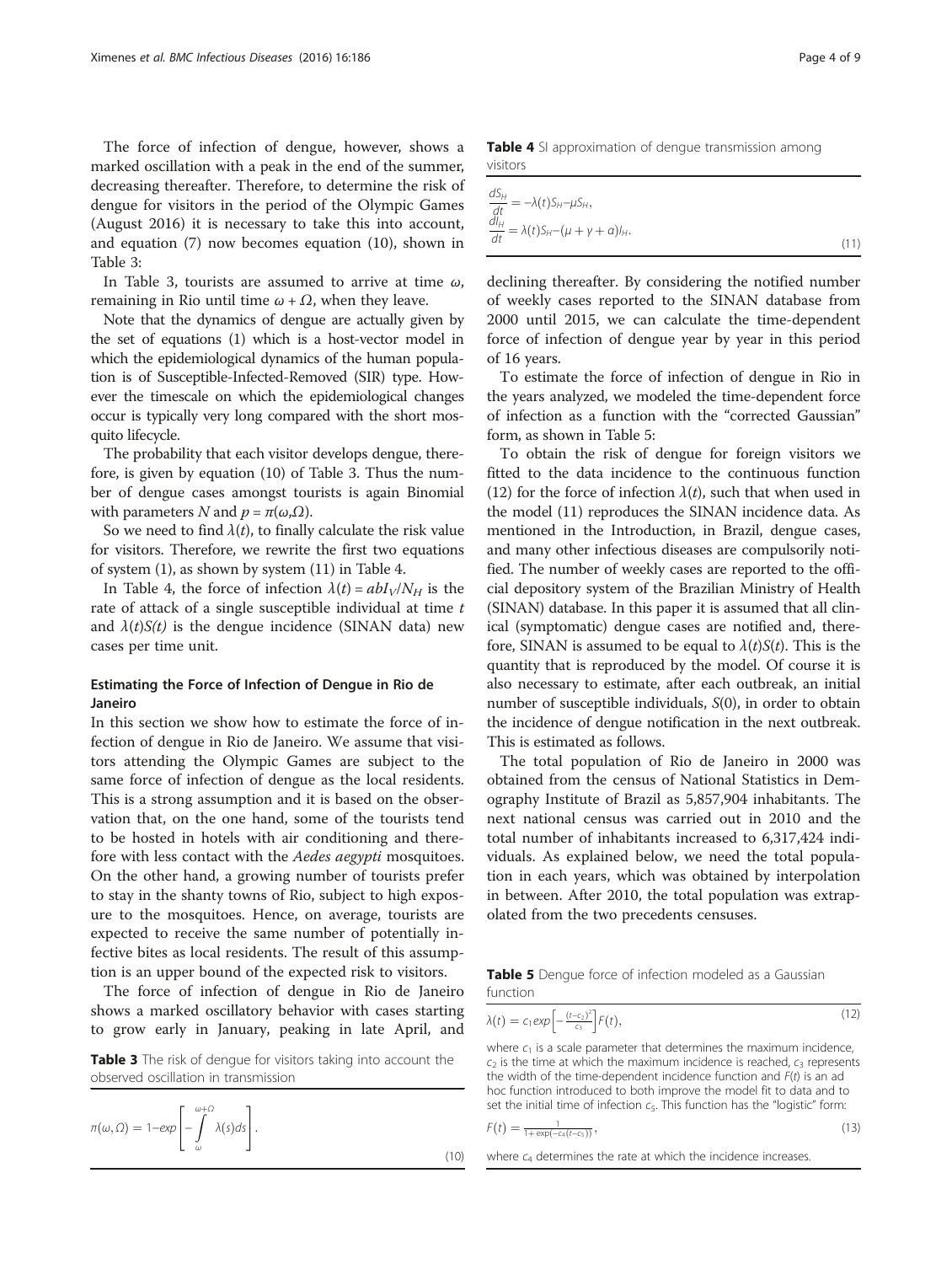The force of infection of dengue, however, shows a marked oscillation with a peak in the end of the summer, decreasing thereafter. Therefore, to determine the risk of dengue for visitors in the period of the Olympic Games (August 2016) it is necessary to take this into account, and equation (7) now becomes equation (10), shown in Table 3:

**Table 3** The risk of dengue for visitors taking into account the observed oscillation in transmission

$$\pi(\omega, \Omega) = 1 - exp\left[-\int_{\omega}^{\omega+\Omega} \lambda(s) ds\right]. \tag{10}$$

In Table 3, tourists are assumed to arrive at time $\omega$, remaining in Rio until time $\omega + \Omega$, when they leave.

Note that the dynamics of dengue are actually given by the set of equations (1) which is a host-vector model in which the epidemiological dynamics of the human population is of Susceptible-Infected-Removed (SIR) type. However the timescale on which the epidemiological changes occur is typically very long compared with the short mosquito lifecycle.

The probability that each visitor develops dengue, therefore, is given by equation (10) of Table 3. Thus the number of dengue cases amongst tourists is again Binomial with parameters $N$ and $p = \pi(\omega, \Omega)$.

So we need to find $\lambda(t)$, to finally calculate the risk value for visitors. Therefore, we rewrite the first two equations of system (1), as shown by system (11) in Table 4.

**Table 4** SI approximation of dengue transmission among visitors

$$\begin{aligned} \frac{dS_H}{dt} &= -\lambda(t) S_H - \mu S_H, \\ \frac{dI_H}{dt} &= \lambda(t) S_H - (\mu + \gamma + \alpha) I_H. \end{aligned} \tag{11}$$

In Table 4, the force of infection $\lambda(t) = abI_V/N_H$ is the rate of attack of a single susceptible individual at time $t$ and $\lambda(t)S(t)$ is the dengue incidence (SINAN data) new cases per time unit.

## Estimating the Force of Infection of Dengue in Rio de Janeiro

In this section we show how to estimate the force of infection of dengue in Rio de Janeiro. We assume that visitors attending the Olympic Games are subject to the same force of infection of dengue as the local residents. This is a strong assumption and it is based on the observation that, on the one hand, some of the tourists tend to be hosted in hotels with air conditioning and therefore with less contact with the *Aedes aegypti* mosquitoes. On the other hand, a growing number of tourists prefer to stay in the shanty towns of Rio, subject to high exposure to the mosquitoes. Hence, on average, tourists are expected to receive the same number of potentially infective bites as local residents. The result of this assumption is an upper bound of the expected risk to visitors.

The force of infection of dengue in Rio de Janeiro shows a marked oscillatory behavior with cases starting to grow early in January, peaking in late April, and declining thereafter. By considering the notified number of weekly cases reported to the SINAN database from 2000 until 2015, we can calculate the time-dependent force of infection of dengue year by year in this period of 16 years.

To estimate the force of infection of dengue in Rio in the years analyzed, we modeled the time-dependent force of infection as a function with the "corrected Gaussian" form, as shown in Table 5:

To obtain the risk of dengue for foreign visitors we fitted to the data incidence to the continuous function (12) for the force of infection $\lambda(t)$, such that when used in the model (11) reproduces the SINAN incidence data. As mentioned in the Introduction, in Brazil, dengue cases, and many other infectious diseases are compulsorily notified. The number of weekly cases are reported to the official depository system of the Brazilian Ministry of Health (SINAN) database. In this paper it is assumed that all clinical (symptomatic) dengue cases are notified and, therefore, SINAN is assumed to be equal to $\lambda(t)S(t)$. This is the quantity that is reproduced by the model. Of course it is also necessary to estimate, after each outbreak, an initial number of susceptible individuals, $S(0)$, in order to obtain the incidence of dengue notification in the next outbreak. This is estimated as follows.

The total population of Rio de Janeiro in 2000 was obtained from the census of National Statistics in Demography Institute of Brazil as 5,857,904 inhabitants. The next national census was carried out in 2010 and the total number of inhabitants increased to 6,317,424 individuals. As explained below, we need the total population in each years, which was obtained by interpolation in between. After 2010, the total population was extrapolated from the two precedents censuses.

**Table 5** Dengue force of infection modeled as a Gaussian function

$$\lambda(t) = c_1 exp\left[-\frac{(t-c_2)^2}{c_3}\right] F(t), \tag{12}$$

where $c_1$ is a scale parameter that determines the maximum incidence, $c_2$ is the time at which the maximum incidence is reached, $c_3$ represents the width of the time-dependent incidence function and $F(t)$ is an ad hoc function introduced to both improve the model fit to data and to set the initial time of infection $c_5$. This function has the "logistic" form:

$$F(t) = \frac{1}{1 + \exp(-c_4(t - c_5))}, \tag{13}$$

where $c_4$ determines the rate at which the incidence increases.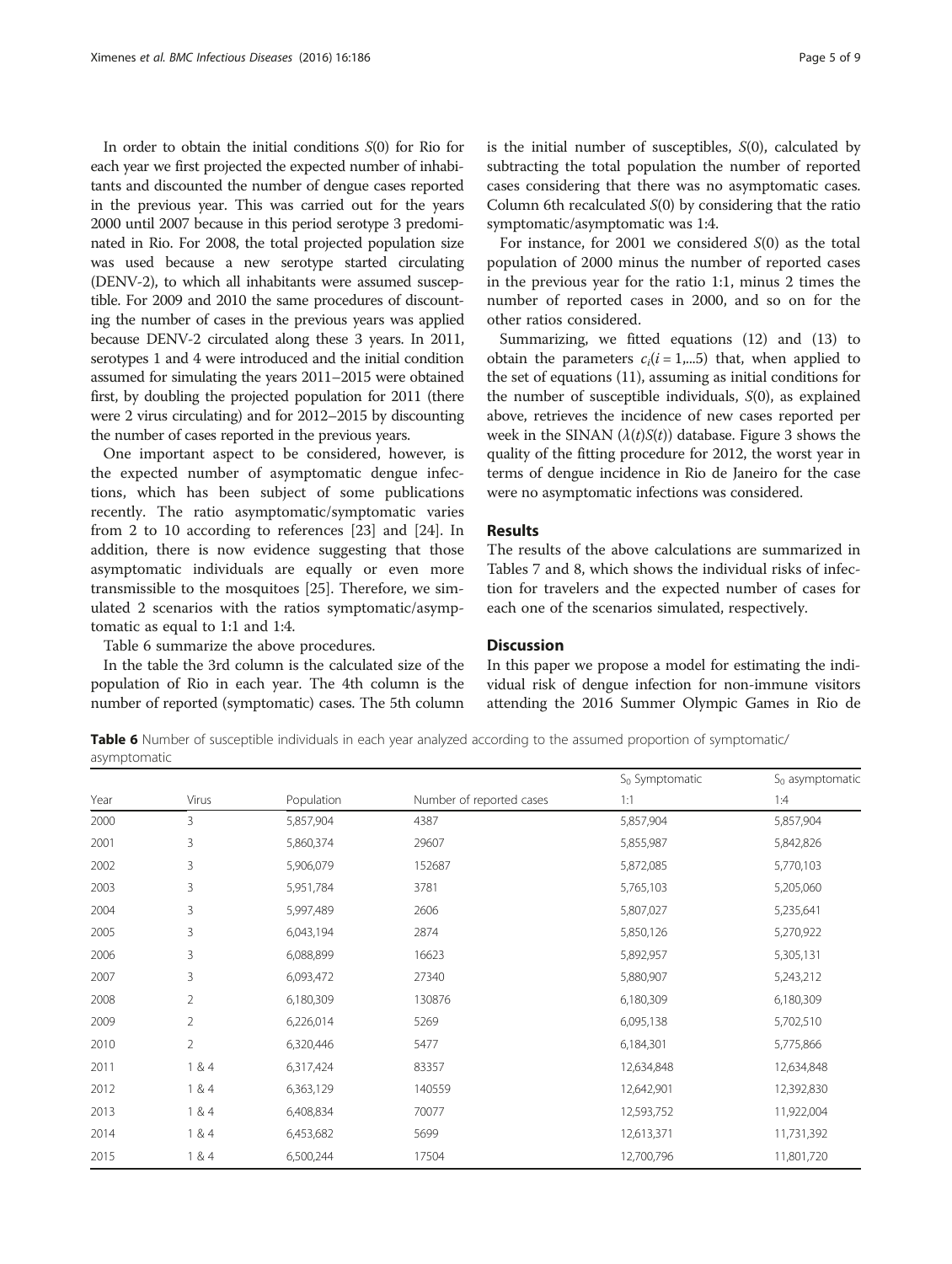In order to obtain the initial conditions $S(0)$ for Rio for each year we first projected the expected number of inhabitants and discounted the number of dengue cases reported in the previous year. This was carried out for the years 2000 until 2007 because in this period serotype 3 predominated in Rio. For 2008, the total projected population size was used because a new serotype started circulating (DENV-2), to which all inhabitants were assumed susceptible. For 2009 and 2010 the same procedures of discounting the number of cases in the previous years was applied because DENV-2 circulated along these 3 years. In 2011, serotypes 1 and 4 were introduced and the initial condition assumed for simulating the years 2011–2015 were obtained first, by doubling the projected population for 2011 (there were 2 virus circulating) and for 2012–2015 by discounting the number of cases reported in the previous years.

One important aspect to be considered, however, is the expected number of asymptomatic dengue infections, which has been subject of some publications recently. The ratio asymptomatic/symptomatic varies from 2 to 10 according to references [23] and [24]. In addition, there is now evidence suggesting that those asymptomatic individuals are equally or even more transmissible to the mosquitoes [25]. Therefore, we simulated 2 scenarios with the ratios symptomatic/asymptomatic as equal to 1:1 and 1:4.

Table 6 summarize the above procedures.

In the table the 3rd column is the calculated size of the population of Rio in each year. The 4th column is the number of reported (symptomatic) cases. The 5th column is the initial number of susceptibles, $S(0)$, calculated by subtracting the total population the number of reported cases considering that there was no asymptomatic cases. Column 6th recalculated $S(0)$ by considering that the ratio symptomatic/asymptomatic was 1:4.

For instance, for 2001 we considered $S(0)$ as the total population of 2000 minus the number of reported cases in the previous year for the ratio 1:1, minus 2 times the number of reported cases in 2000, and so on for the other ratios considered.

Summarizing, we fitted equations (12) and (13) to obtain the parameters $c_i(i = 1,...5)$ that, when applied to the set of equations (11), assuming as initial conditions for the number of susceptible individuals, $S(0)$, as explained above, retrieves the incidence of new cases reported per week in the SINAN ($\lambda(t)S(t)$) database. Figure 3 shows the quality of the fitting procedure for 2012, the worst year in terms of dengue incidence in Rio de Janeiro for the case were no asymptomatic infections was considered.

## Results

The results of the above calculations are summarized in Tables 7 and 8, which shows the individual risks of infection for travelers and the expected number of cases for each one of the scenarios simulated, respectively.

## Discussion

In this paper we propose a model for estimating the individual risk of dengue infection for non-immune visitors attending the 2016 Summer Olympic Games in Rio de

**Table 6** Number of susceptible individuals in each year analyzed according to the assumed proportion of symptomatic/asymptomatic

| Year | Virus | Population | Number of reported cases | $S_0$ Symptomatic 1:1 | $S_0$ asymptomatic 1:4 |
|---|---|---|---|---|---|
| 2000 | 3 | 5,857,904 | 4387 | 5,857,904 | 5,857,904 |
| 2001 | 3 | 5,860,374 | 29607 | 5,855,987 | 5,842,826 |
| 2002 | 3 | 5,906,079 | 152687 | 5,872,085 | 5,770,103 |
| 2003 | 3 | 5,951,784 | 3781 | 5,765,103 | 5,205,060 |
| 2004 | 3 | 5,997,489 | 2606 | 5,807,027 | 5,235,641 |
| 2005 | 3 | 6,043,194 | 2874 | 5,850,126 | 5,270,922 |
| 2006 | 3 | 6,088,899 | 16623 | 5,892,957 | 5,305,131 |
| 2007 | 3 | 6,093,472 | 27340 | 5,880,907 | 5,243,212 |
| 2008 | 2 | 6,180,309 | 130876 | 6,180,309 | 6,180,309 |
| 2009 | 2 | 6,226,014 | 5269 | 6,095,138 | 5,702,510 |
| 2010 | 2 | 6,320,446 | 5477 | 6,184,301 | 5,775,866 |
| 2011 | 1 & 4 | 6,317,424 | 83357 | 12,634,848 | 12,634,848 |
| 2012 | 1 & 4 | 6,363,129 | 140559 | 12,642,901 | 12,392,830 |
| 2013 | 1 & 4 | 6,408,834 | 70077 | 12,593,752 | 11,922,004 |
| 2014 | 1 & 4 | 6,453,682 | 5699 | 12,613,371 | 11,731,392 |
| 2015 | 1 & 4 | 6,500,244 | 17504 | 12,700,796 | 11,801,720 |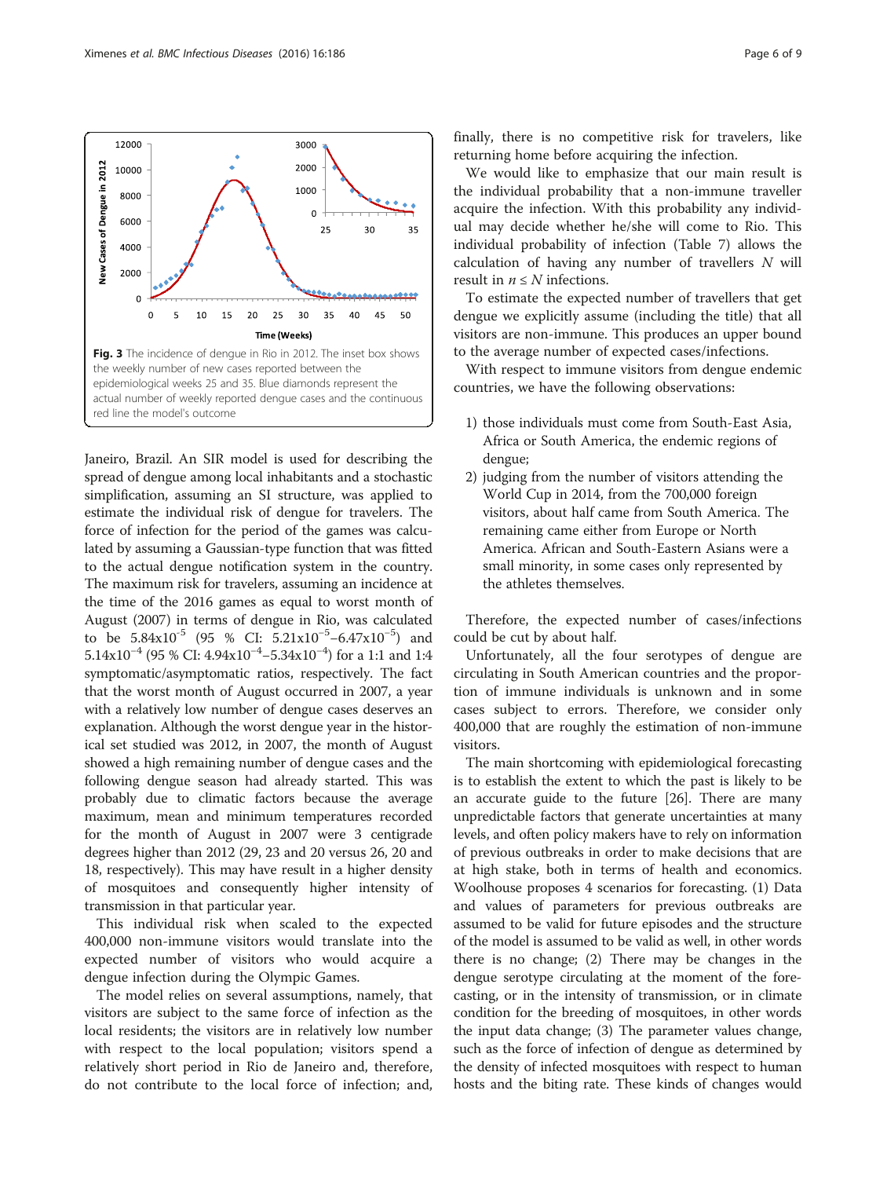Fig. 3 The incidence of dengue in Rio in 2012. The inset box shows the weekly number of new cases reported between the epidemiological weeks 25 and 35. Blue diamonds represent the actual number of weekly reported dengue cases and the continuous red line the model's outcome

Janeiro, Brazil. An SIR model is used for describing the spread of dengue among local inhabitants and a stochastic simplification, assuming an SI structure, was applied to estimate the individual risk of dengue for travelers. The force of infection for the period of the games was calculated by assuming a Gaussian-type function that was fitted to the actual dengue notification system in the country. The maximum risk for travelers, assuming an incidence at the time of the 2016 games as equal to worst month of August (2007) in terms of dengue in Rio, was calculated to be $5.84x10^{-5}$ (95 % CI: $5.21x10^{-5}$–$6.47x10^{-5}$) and $5.14x10^{-4}$ (95 % CI: $4.94x10^{-4}$–$5.34x10^{-4}$) for a 1:1 and 1:4 symptomatic/asymptomatic ratios, respectively. The fact that the worst month of August occurred in 2007, a year with a relatively low number of dengue cases deserves an explanation. Although the worst dengue year in the historical set studied was 2012, in 2007, the month of August showed a high remaining number of dengue cases and the following dengue season had already started. This was probably due to climatic factors because the average maximum, mean and minimum temperatures recorded for the month of August in 2007 were 3 centigrade degrees higher than 2012 (29, 23 and 20 versus 26, 20 and 18, respectively). This may have result in a higher density of mosquitoes and consequently higher intensity of transmission in that particular year.

This individual risk when scaled to the expected 400,000 non-immune visitors would translate into the expected number of visitors who would acquire a dengue infection during the Olympic Games.

The model relies on several assumptions, namely, that visitors are subject to the same force of infection as the local residents; the visitors are in relatively low number with respect to the local population; visitors spend a relatively short period in Rio de Janeiro and, therefore, do not contribute to the local force of infection; and, finally, there is no competitive risk for travelers, like returning home before acquiring the infection.

We would like to emphasize that our main result is the individual probability that a non-immune traveller acquire the infection. With this probability any individual may decide whether he/she will come to Rio. This individual probability of infection (Table 7) allows the calculation of having any number of travellers $N$ will result in $n \leq N$ infections.

To estimate the expected number of travellers that get dengue we explicitly assume (including the title) that all visitors are non-immune. This produces an upper bound to the average number of expected cases/infections.

With respect to immune visitors from dengue endemic countries, we have the following observations:

1) those individuals must come from South-East Asia, Africa or South America, the endemic regions of dengue;
2) judging from the number of visitors attending the World Cup in 2014, from the 700,000 foreign visitors, about half came from South America. The remaining came either from Europe or North America. African and South-Eastern Asians were a small minority, in some cases only represented by the athletes themselves.

Therefore, the expected number of cases/infections could be cut by about half.

Unfortunately, all the four serotypes of dengue are circulating in South American countries and the proportion of immune individuals is unknown and in some cases subject to errors. Therefore, we consider only 400,000 that are roughly the estimation of non-immune visitors.

The main shortcoming with epidemiological forecasting is to establish the extent to which the past is likely to be an accurate guide to the future [26]. There are many unpredictable factors that generate uncertainties at many levels, and often policy makers have to rely on information of previous outbreaks in order to make decisions that are at high stake, both in terms of health and economics. Woolhouse proposes 4 scenarios for forecasting. (1) Data and values of parameters for previous outbreaks are assumed to be valid for future episodes and the structure of the model is assumed to be valid as well, in other words there is no change; (2) There may be changes in the dengue serotype circulating at the moment of the forecasting, or in the intensity of transmission, or in climate condition for the breeding of mosquitoes, in other words the input data change; (3) The parameter values change, such as the force of infection of dengue as determined by the density of infected mosquitoes with respect to human hosts and the biting rate. These kinds of changes would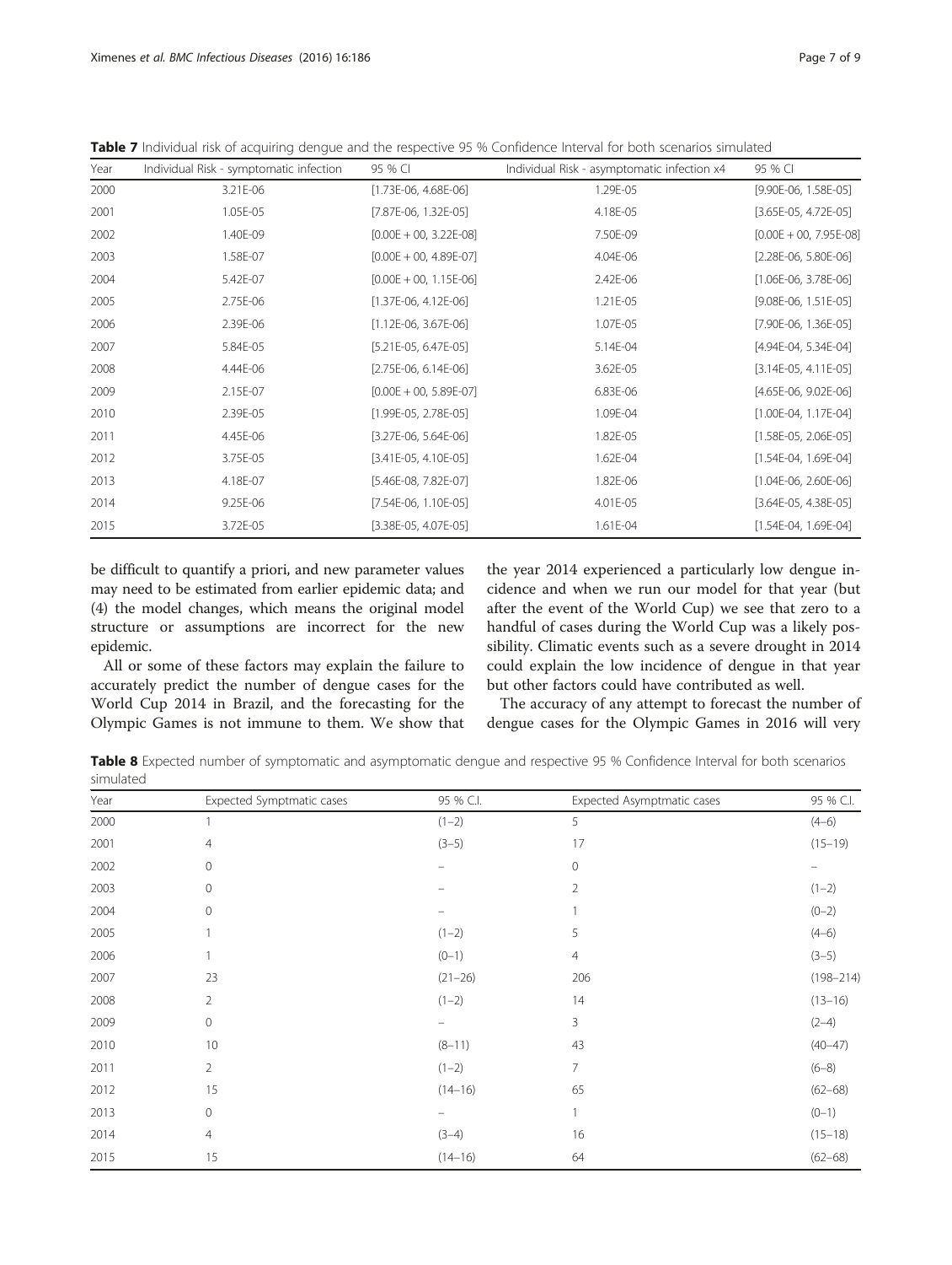**Table 7** Individual risk of acquiring dengue and the respective 95 % Confidence Interval for both scenarios simulated

| Year | Individual Risk - symptomatic infection | 95 % CI | Individual Risk - asymptomatic infection x4 | 95 % CI |
|---|---|---|---|---|
| 2000 | 3.21E-06 | [1.73E-06, 4.68E-06] | 1.29E-05 | [9.90E-06, 1.58E-05] |
| 2001 | 1.05E-05 | [7.87E-06, 1.32E-05] | 4.18E-05 | [3.65E-05, 4.72E-05] |
| 2002 | 1.40E-09 | [0.00E + 00, 3.22E-08] | 7.50E-09 | [0.00E + 00, 7.95E-08] |
| 2003 | 1.58E-07 | [0.00E + 00, 4.89E-07] | 4.04E-06 | [2.28E-06, 5.80E-06] |
| 2004 | 5.42E-07 | [0.00E + 00, 1.15E-06] | 2.42E-06 | [1.06E-06, 3.78E-06] |
| 2005 | 2.75E-06 | [1.37E-06, 4.12E-06] | 1.21E-05 | [9.08E-06, 1.51E-05] |
| 2006 | 2.39E-06 | [1.12E-06, 3.67E-06] | 1.07E-05 | [7.90E-06, 1.36E-05] |
| 2007 | 5.84E-05 | [5.21E-05, 6.47E-05] | 5.14E-04 | [4.94E-04, 5.34E-04] |
| 2008 | 4.44E-06 | [2.75E-06, 6.14E-06] | 3.62E-05 | [3.14E-05, 4.11E-05] |
| 2009 | 2.15E-07 | [0.00E + 00, 5.89E-07] | 6.83E-06 | [4.65E-06, 9.02E-06] |
| 2010 | 2.39E-05 | [1.99E-05, 2.78E-05] | 1.09E-04 | [1.00E-04, 1.17E-04] |
| 2011 | 4.45E-06 | [3.27E-06, 5.64E-06] | 1.82E-05 | [1.58E-05, 2.06E-05] |
| 2012 | 3.75E-05 | [3.41E-05, 4.10E-05] | 1.62E-04 | [1.54E-04, 1.69E-04] |
| 2013 | 4.18E-07 | [5.46E-08, 7.82E-07] | 1.82E-06 | [1.04E-06, 2.60E-06] |
| 2014 | 9.25E-06 | [7.54E-06, 1.10E-05] | 4.01E-05 | [3.64E-05, 4.38E-05] |
| 2015 | 3.72E-05 | [3.38E-05, 4.07E-05] | 1.61E-04 | [1.54E-04, 1.69E-04] |

be difficult to quantify a priori, and new parameter values may need to be estimated from earlier epidemic data; and (4) the model changes, which means the original model structure or assumptions are incorrect for the new epidemic.

All or some of these factors may explain the failure to accurately predict the number of dengue cases for the World Cup 2014 in Brazil, and the forecasting for the Olympic Games is not immune to them. We show that the year 2014 experienced a particularly low dengue incidence and when we run our model for that year (but after the event of the World Cup) we see that zero to a handful of cases during the World Cup was a likely possibility. Climatic events such as a severe drought in 2014 could explain the low incidence of dengue in that year but other factors could have contributed as well.

The accuracy of any attempt to forecast the number of dengue cases for the Olympic Games in 2016 will very

**Table 8** Expected number of symptomatic and asymptomatic dengue and respective 95 % Confidence Interval for both scenarios simulated

| Year | Expected Symptmatic cases | 95 % C.I. | Expected Asymptmatic cases | 95 % C.I. |
|---|---|---|---|---|
| 2000 | 1 | (1–2) | 5 | (4–6) |
| 2001 | 4 | (3–5) | 17 | (15–19) |
| 2002 | 0 | – | 0 | – |
| 2003 | 0 | – | 2 | (1–2) |
| 2004 | 0 | – | 1 | (0–2) |
| 2005 | 1 | (1–2) | 5 | (4–6) |
| 2006 | 1 | (0–1) | 4 | (3–5) |
| 2007 | 23 | (21–26) | 206 | (198–214) |
| 2008 | 2 | (1–2) | 14 | (13–16) |
| 2009 | 0 | – | 3 | (2–4) |
| 2010 | 10 | (8–11) | 43 | (40–47) |
| 2011 | 2 | (1–2) | 7 | (6–8) |
| 2012 | 15 | (14–16) | 65 | (62–68) |
| 2013 | 0 | – | 1 | (0–1) |
| 2014 | 4 | (3–4) | 16 | (15–18) |
| 2015 | 15 | (14–16) | 64 | (62–68) |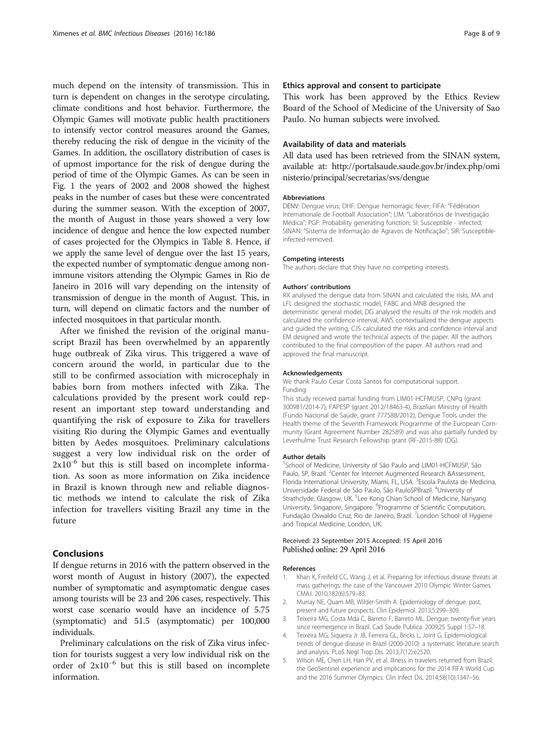much depend on the intensity of transmission. This in turn is dependent on changes in the serotype circulating, climate conditions and host behavior. Furthermore, the Olympic Games will motivate public health practitioners to intensify vector control measures around the Games, thereby reducing the risk of dengue in the vicinity of the Games. In addition, the oscillatory distribution of cases is of upmost importance for the risk of dengue during the period of time of the Olympic Games. As can be seen in Fig. 1 the years of 2002 and 2008 showed the highest peaks in the number of cases but these were concentrated during the summer season. With the exception of 2007, the month of August in those years showed a very low incidence of dengue and hence the low expected number of cases projected for the Olympics in Table 8. Hence, if we apply the same level of dengue over the last 15 years, the expected number of symptomatic dengue among non-immune visitors attending the Olympic Games in Rio de Janeiro in 2016 will vary depending on the intensity of transmission of dengue in the month of August. This, in turn, will depend on climatic factors and the number of infected mosquitoes in that particular month.

After we finished the revision of the original manuscript Brazil has been overwhelmed by an apparently huge outbreak of Zika virus. This triggered a wave of concern around the world, in particular due to the still to be confirmed association with microcephaly in babies born from mothers infected with Zika. The calculations provided by the present work could represent an important step toward understanding and quantifying the risk of exposure to Zika for travellers visiting Rio during the Olympic Games and eventually bitten by Aedes mosquitoes. Preliminary calculations suggest a very low individual risk on the order of $2x10^{-6}$ but this is still based on incomplete information. As soon as more information on Zika incidence in Brazil is known through new and reliable diagnostic methods we intend to calculate the risk of Zika infection for travellers visiting Brazil any time in the future

## Conclusions

If dengue returns in 2016 with the pattern observed in the worst month of August in history (2007), the expected number of symptomatic and asymptomatic dengue cases among tourists will be 23 and 206 cases, respectively. This worst case scenario would have an incidence of 5.75 (symptomatic) and 51.5 (asymptomatic) per 100,000 individuals.

Preliminary calculations on the risk of Zika virus infection for tourists suggest a very low individual risk on the order of $2x10^{-6}$ but this is still based on incomplete information.

### Ethics approval and consent to participate

This work has been approved by the Ethics Review Board of the School of Medicine of the University of Sao Paulo. No human subjects were involved.

### Availability of data and materials

All data used has been retrieved from the SINAN system, available at: http://portalsaude.saude.gov.br/index.php/ministerio/principal/secretarias/svs/dengue

#### Abbreviations

DENV: Dengue virus; DHF: Dengue hemorragic fever; FIFA: "Fédération Internationale de Football Association"; LIM: "Laboratórios de Investigação Médica"; PGF: Probability generating function; SI: Susceptible - infected; SINAN: "Sistema de Informação de Agravos de Notificação"; SIR: Susceptible-infected-removed.

#### Competing interests

The authors declare that they have no competing interests.

#### Authors' contributions

RX analysed the dengue data from SINAN and calculated the risks, MA and LFL designed the stochastic model, FABC and MNB designed the deterministic general model, DG analysed the results of the risk models and calculated the confidence interval, AWS contextualized the dengue aspects and guided the writing, CJS calculated the risks and confidence interval and EM designed and wrote the technical aspects of the paper. All the authors contributed to the final composition of the paper. All authors read and approved the final manuscript.

#### Acknowledgements

We thank Paulo Cesar Costa Santos for computational support.

Funding

This study received partial funding from LIM01-HCFMUSP, CNPq (grant 300981/2014-7), FAPESP (grant 2012/18463-4), Brazilian Ministry of Health (Fundo Nacional de Saúde, grant 777588/2012), Dengue Tools under the Health theme of the Seventh Framework Programme of the European Community (Grant Agreement Number 282589) and was also partially funded by Leverhulme Trust Research Fellowship grant (RF-2015-88) (DG).

#### Author details

[1]School of Medicine, University of São Paulo and LIM01-HCFMUSP, São Paulo, SP, Brazil. [2]Center for Internet Augmented Research &Assessment, Florida International University, Miami, FL, USA. [3]Escola Paulista de Medicina, Universidade Federal de São Paulo, São PauloSPBrazil. [4]University of Strathclyde, Glasgow, UK. [5]Lee Kong Chian School of Medicine, Nanyang University, Singapore, Singapore. [6]Programme of Scientific Computation, Fundação Oswaldo Cruz, Rio de Janeiro, Brazil. [7]London School of Hygiene and Tropical Medicine, London, UK.

Received: 23 September 2015 Accepted: 15 April 2016
Published online: 29 April 2016

#### References

1. Khan K, Freifeld CC, Wang J, et al. Preparing for infectious disease threats at mass gatherings: the case of the Vancouver 2010 Olympic Winter Games. CMAJ. 2010;182(6):579–83.
2. Murray NE, Quam MB, Wilder-Smith A. Epidemiology of dengue: past, present and future prospects. Clin Epidemiol. 2013;5:299–309.
3. Teixeira MG, Costa Mda C, Barreto F, Barreto ML. Dengue: twenty-five years since reemergence in Brazil. Cad Saude Publica. 2009;25 Suppl 1:S7–18.
4. Teixeira MG, Siqueira Jr JB, Ferreira GL, Bricks L, Joint G. Epidemiological trends of dengue disease in Brazil (2000-2010): a systematic literature search and analysis. PLoS Negl Trop Dis. 2013;7(12):e2520.
5. Wilson ME, Chen LH, Han PV, et al. Illness in travelers returned from Brazil: the GeoSentinel experience and implications for the 2014 FIFA World Cup and the 2016 Summer Olympics. Clin Infect Dis. 2014;58(10):1347–56.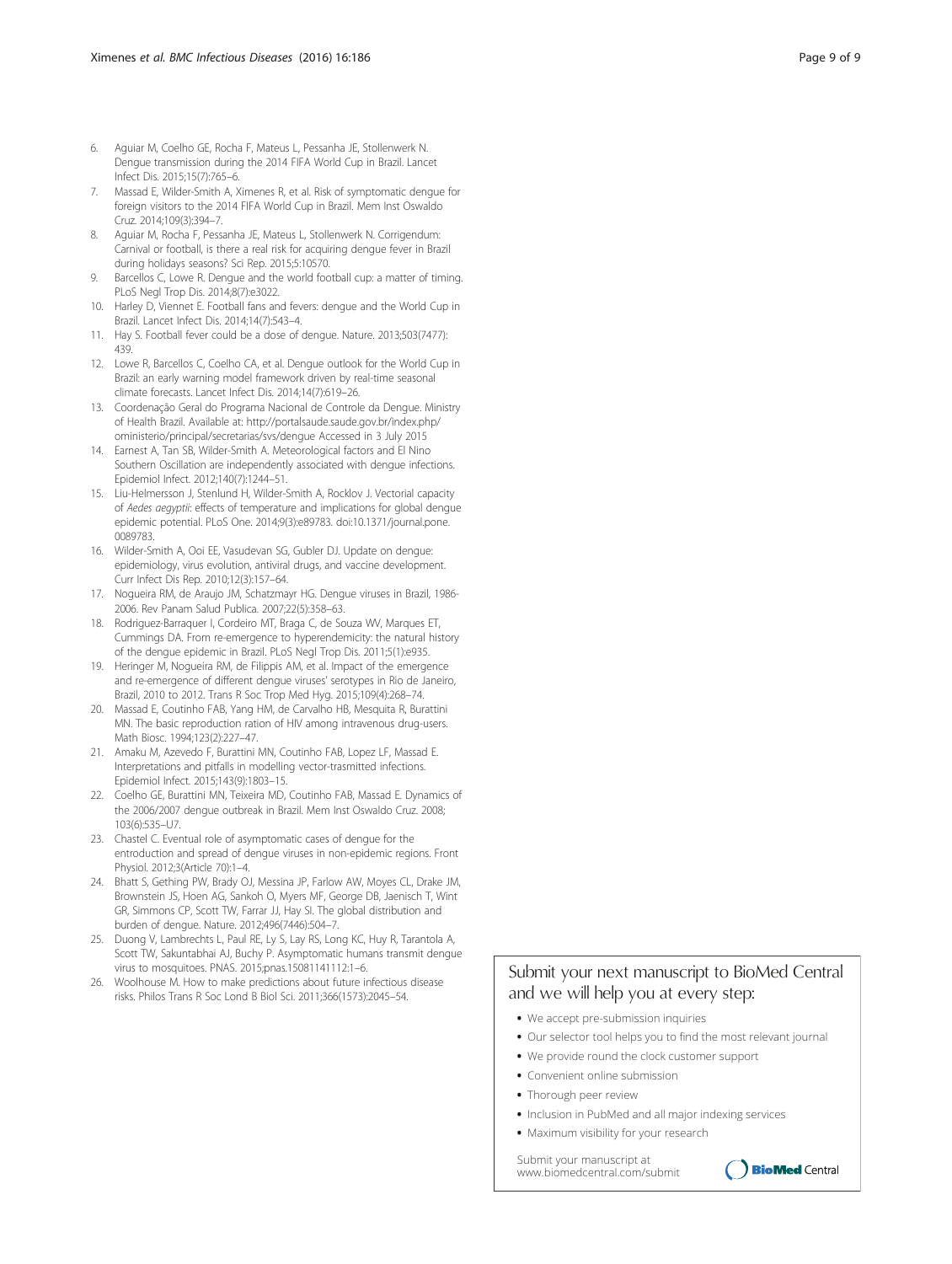6. Aguiar M, Coelho GE, Rocha F, Mateus L, Pessanha JE, Stollenwerk N. Dengue transmission during the 2014 FIFA World Cup in Brazil. Lancet Infect Dis. 2015;15(7):765–6.
7. Massad E, Wilder-Smith A, Ximenes R, et al. Risk of symptomatic dengue for foreign visitors to the 2014 FIFA World Cup in Brazil. Mem Inst Oswaldo Cruz. 2014;109(3):394–7.
8. Aguiar M, Rocha F, Pessanha JE, Mateus L, Stollenwerk N. Corrigendum: Carnival or football, is there a real risk for acquiring dengue fever in Brazil during holidays seasons? Sci Rep. 2015;5:10570.
9. Barcellos C, Lowe R. Dengue and the world football cup: a matter of timing. PLoS Negl Trop Dis. 2014;8(7):e3022.
10. Harley D, Viennet E. Football fans and fevers: dengue and the World Cup in Brazil. Lancet Infect Dis. 2014;14(7):543–4.
11. Hay S. Football fever could be a dose of dengue. Nature. 2013;503(7477): 439.
12. Lowe R, Barcellos C, Coelho CA, et al. Dengue outlook for the World Cup in Brazil: an early warning model framework driven by real-time seasonal climate forecasts. Lancet Infect Dis. 2014;14(7):619–26.
13. Coordenação Geral do Programa Nacional de Controle da Dengue. Ministry of Health Brazil. Available at: http://portalsaude.saude.gov.br/index.php/ oministerio/principal/secretarias/svs/dengue Accessed in 3 July 2015
14. Earnest A, Tan SB, Wilder-Smith A. Meteorological factors and El Nino Southern Oscillation are independently associated with dengue infections. Epidemiol Infect. 2012;140(7):1244–51.
15. Liu-Helmersson J, Stenlund H, Wilder-Smith A, Rocklov J. Vectorial capacity of *Aedes aegypti*: effects of temperature and implications for global dengue epidemic potential. PLoS One. 2014;9(3):e89783. doi:10.1371/journal.pone. 0089783.
16. Wilder-Smith A, Ooi EE, Vasudevan SG, Gubler DJ. Update on dengue: epidemiology, virus evolution, antiviral drugs, and vaccine development. Curr Infect Dis Rep. 2010;12(3):157–64.
17. Nogueira RM, de Araujo JM, Schatzmayr HG. Dengue viruses in Brazil, 1986-2006. Rev Panam Salud Publica. 2007;22(5):358–63.
18. Rodriguez-Barraquer I, Cordeiro MT, Braga C, de Souza WV, Marques ET, Cummings DA. From re-emergence to hyperendemicity: the natural history of the dengue epidemic in Brazil. PLoS Negl Trop Dis. 2011;5(1):e935.
19. Heringer M, Nogueira RM, de Filippis AM, et al. Impact of the emergence and re-emergence of different dengue viruses' serotypes in Rio de Janeiro, Brazil, 2010 to 2012. Trans R Soc Trop Med Hyg. 2015;109(4):268–74.
20. Massad E, Coutinho FAB, Yang HM, de Carvalho HB, Mesquita R, Burattini MN. The basic reproduction ration of HIV among intravenous drug-users. Math Biosc. 1994;123(2):227–47.
21. Amaku M, Azevedo F, Burattini MN, Coutinho FAB, Lopez LF, Massad E. Interpretations and pitfalls in modelling vector-trasmitted infections. Epidemiol Infect. 2015;143(9):1803–15.
22. Coelho GE, Burattini MN, Teixeira MD, Coutinho FAB, Massad E. Dynamics of the 2006/2007 dengue outbreak in Brazil. Mem Inst Oswaldo Cruz. 2008; 103(6):535–U7.
23. Chastel C. Eventual role of asymptomatic cases of dengue for the entroduction and spread of dengue viruses in non-epidemic regions. Front Physiol. 2012;3(Article 70):1–4.
24. Bhatt S, Gething PW, Brady OJ, Messina JP, Farlow AW, Moyes CL, Drake JM, Brownstein JS, Hoen AG, Sankoh O, Myers MF, George DB, Jaenisch T, Wint GR, Simmons CP, Scott TW, Farrar JJ, Hay SI. The global distribution and burden of dengue. Nature. 2012;496(7446):504–7.
25. Duong V, Lambrechts L, Paul RE, Ly S, Lay RS, Long KC, Huy R, Tarantola A, Scott TW, Sakuntabhai AJ, Buchy P. Asymptomatic humans transmit dengue virus to mosquitoes. PNAS. 2015;pnas.15081141112:1–6.
26. Woolhouse M. How to make predictions about future infectious disease risks. Philos Trans R Soc Lond B Biol Sci. 2011;366(1573):2045–54.

Submit your next manuscript to BioMed Central and we will help you at every step:

- We accept pre-submission inquiries
- Our selector tool helps you to find the most relevant journal
- We provide round the clock customer support
- Convenient online submission
- Thorough peer review
- Inclusion in PubMed and all major indexing services
- Maximum visibility for your research

Submit your manuscript at www.biomedcentral.com/submit

BioMed Central